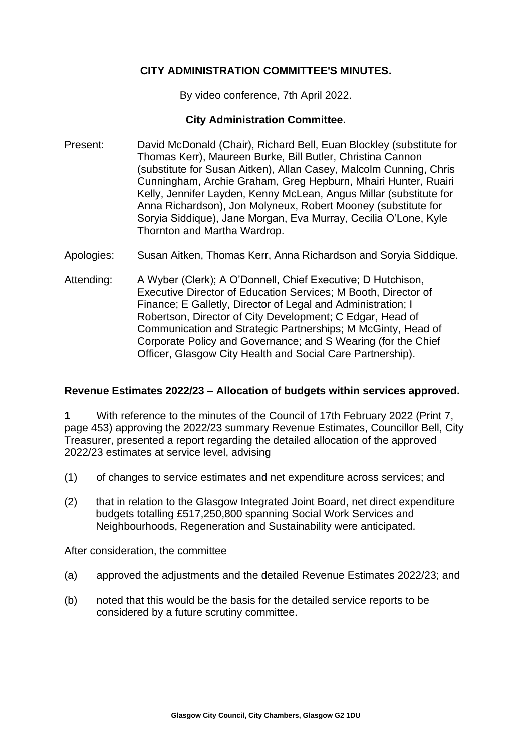# CITY ADMINISTRATION COMMITTEE'S MINUTES.

By video conference, 7th April 2022.

## City Administration Committee.

Present: David McDonald (Chair), Richard Bell, Euan Blockley (substitute for Thomas Kerr), Maureen Burke, Bill Butler, Christina Cannon (substitute for Susan Aitken), Allan Casey, Malcolm Cunning, Chris Cunningham, Archie Graham, Greg Hepburn, Mhairi Hunter, Ruairi Kelly, Jennifer Layden, Kenny McLean, Angus Millar (substitute for Anna Richardson), Jon Molyneux, Robert Mooney (substitute for Soryia Siddique), Jane Morgan, Eva Murray, Cecilia O'Lone, Kyle Thornton and Martha Wardrop.

Apologies: Susan Aitken, Thomas Kerr, Anna Richardson and Soryia Siddique.

Attending: A Wyber (Clerk); A O'Donnell, Chief Executive; D Hutchison, Executive Director of Education Services; M Booth, Director of Finance; E Galletly, Director of Legal and Administration; I Robertson, Director of City Development; C Edgar, Head of Communication and Strategic Partnerships; M McGinty, Head of Corporate Policy and Governance; and S Wearing (for the Chief Officer, Glasgow City Health and Social Care Partnership).

### Revenue Estimates 2022/23 – Allocation of budgets within services approved.

**1** With reference to the minutes of the Council of 17th February 2022 (Print 7, page 453) approving the 2022/23 summary Revenue Estimates, Councillor Bell, City Treasurer, presented a report regarding the detailed allocation of the approved 2022/23 estimates at service level, advising

(1) of changes to service estimates and net expenditure across services; and

(2) that in relation to the Glasgow Integrated Joint Board, net direct expenditure budgets totalling £517,250,800 spanning Social Work Services and Neighbourhoods, Regeneration and Sustainability were anticipated.

After consideration, the committee

(a) approved the adjustments and the detailed Revenue Estimates 2022/23; and

(b) noted that this would be the basis for the detailed service reports to be considered by a future scrutiny committee.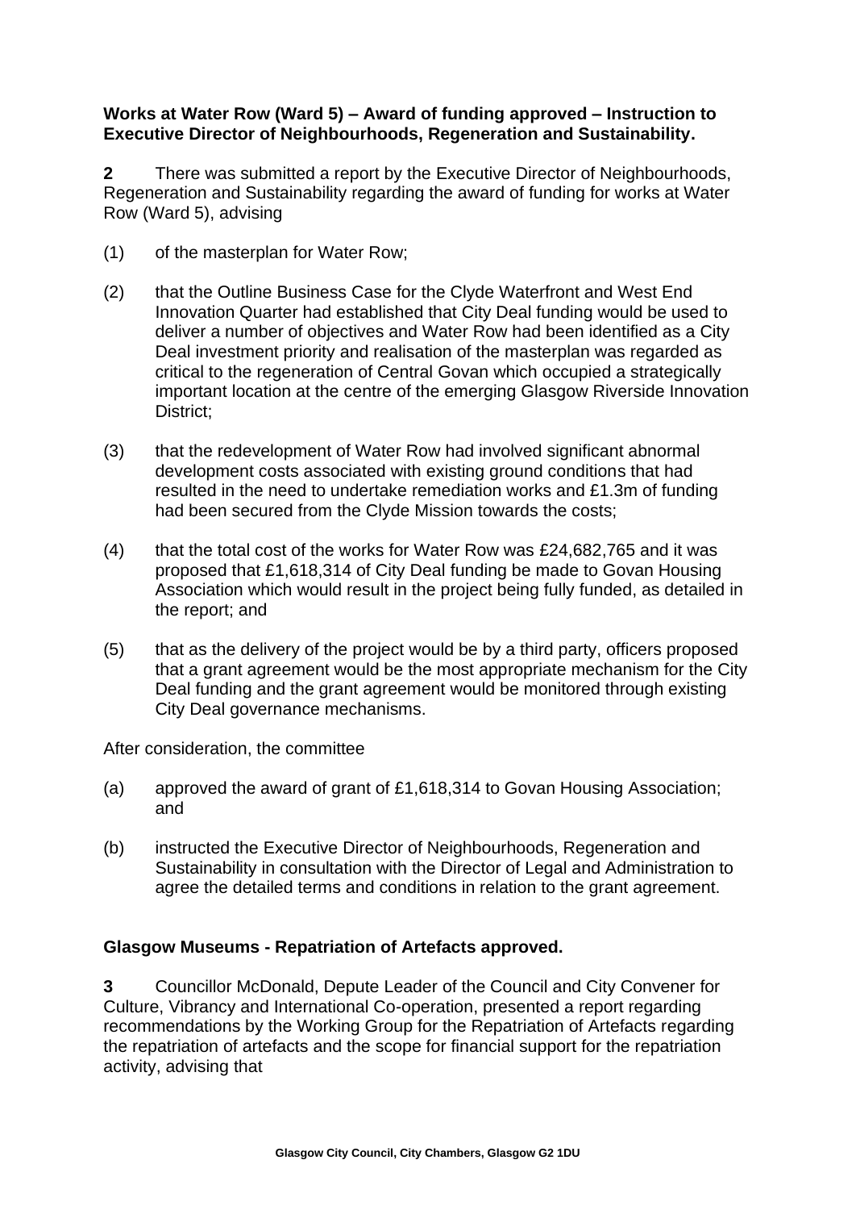**Works at Water Row (Ward 5) – Award of funding approved – Instruction to Executive Director of Neighbourhoods, Regeneration and Sustainability.**

**2** There was submitted a report by the Executive Director of Neighbourhoods, Regeneration and Sustainability regarding the award of funding for works at Water Row (Ward 5), advising

(1) of the masterplan for Water Row;

(2) that the Outline Business Case for the Clyde Waterfront and West End Innovation Quarter had established that City Deal funding would be used to deliver a number of objectives and Water Row had been identified as a City Deal investment priority and realisation of the masterplan was regarded as critical to the regeneration of Central Govan which occupied a strategically important location at the centre of the emerging Glasgow Riverside Innovation District;

(3) that the redevelopment of Water Row had involved significant abnormal development costs associated with existing ground conditions that had resulted in the need to undertake remediation works and £1.3m of funding had been secured from the Clyde Mission towards the costs;

(4) that the total cost of the works for Water Row was £24,682,765 and it was proposed that £1,618,314 of City Deal funding be made to Govan Housing Association which would result in the project being fully funded, as detailed in the report; and

(5) that as the delivery of the project would be by a third party, officers proposed that a grant agreement would be the most appropriate mechanism for the City Deal funding and the grant agreement would be monitored through existing City Deal governance mechanisms.

After consideration, the committee

(a) approved the award of grant of £1,618,314 to Govan Housing Association; and

(b) instructed the Executive Director of Neighbourhoods, Regeneration and Sustainability in consultation with the Director of Legal and Administration to agree the detailed terms and conditions in relation to the grant agreement.

**Glasgow Museums - Repatriation of Artefacts approved.**

**3** Councillor McDonald, Depute Leader of the Council and City Convener for Culture, Vibrancy and International Co-operation, presented a report regarding recommendations by the Working Group for the Repatriation of Artefacts regarding the repatriation of artefacts and the scope for financial support for the repatriation activity, advising that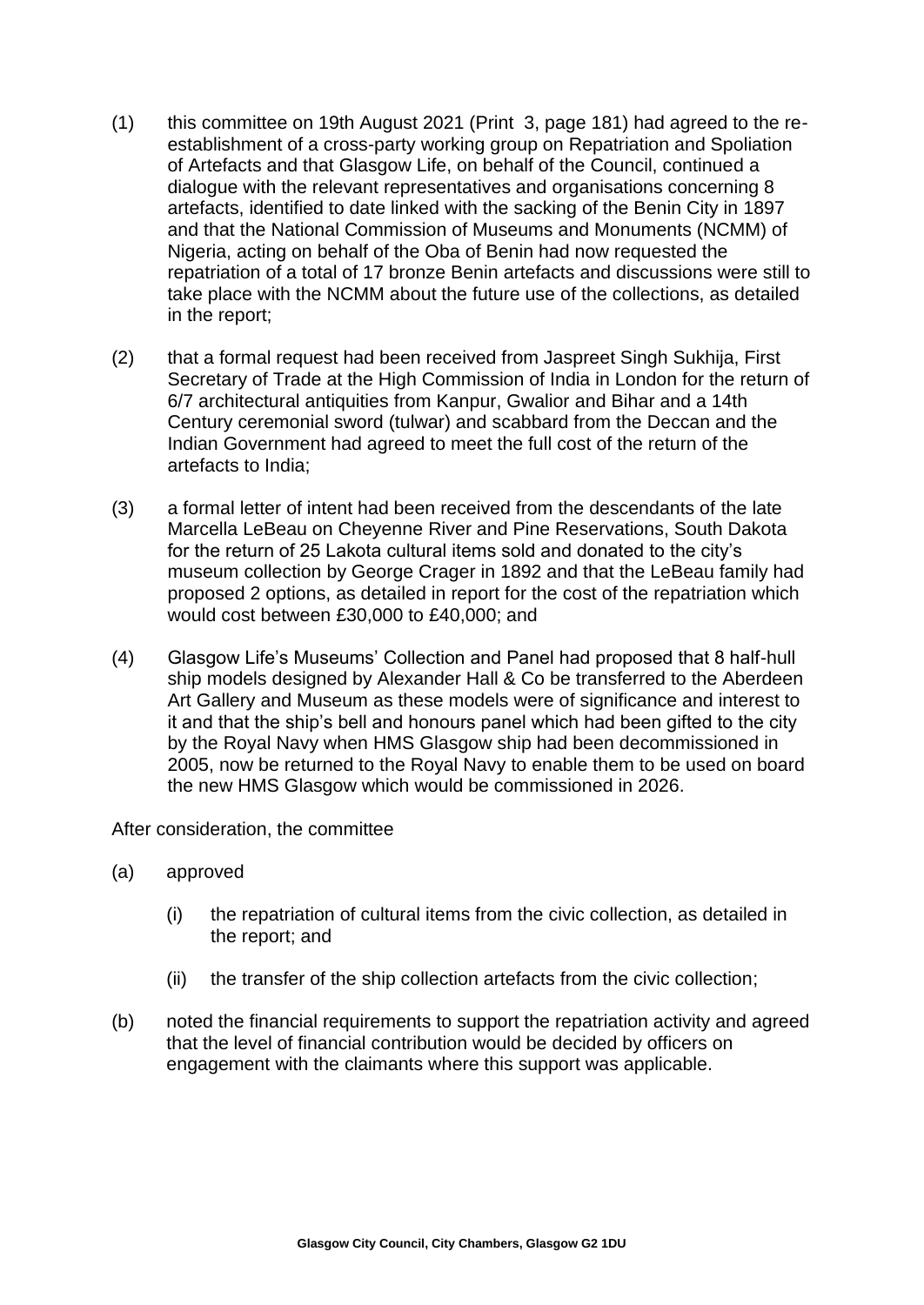(1) this committee on 19th August 2021 (Print 3, page 181) had agreed to the re-establishment of a cross-party working group on Repatriation and Spoliation of Artefacts and that Glasgow Life, on behalf of the Council, continued a dialogue with the relevant representatives and organisations concerning 8 artefacts, identified to date linked with the sacking of the Benin City in 1897 and that the National Commission of Museums and Monuments (NCMM) of Nigeria, acting on behalf of the Oba of Benin had now requested the repatriation of a total of 17 bronze Benin artefacts and discussions were still to take place with the NCMM about the future use of the collections, as detailed in the report;

(2) that a formal request had been received from Jaspreet Singh Sukhija, First Secretary of Trade at the High Commission of India in London for the return of 6/7 architectural antiquities from Kanpur, Gwalior and Bihar and a 14th Century ceremonial sword (tulwar) and scabbard from the Deccan and the Indian Government had agreed to meet the full cost of the return of the artefacts to India;

(3) a formal letter of intent had been received from the descendants of the late Marcella LeBeau on Cheyenne River and Pine Reservations, South Dakota for the return of 25 Lakota cultural items sold and donated to the city's museum collection by George Crager in 1892 and that the LeBeau family had proposed 2 options, as detailed in report for the cost of the repatriation which would cost between £30,000 to £40,000; and

(4) Glasgow Life's Museums' Collection and Panel had proposed that 8 half-hull ship models designed by Alexander Hall & Co be transferred to the Aberdeen Art Gallery and Museum as these models were of significance and interest to it and that the ship's bell and honours panel which had been gifted to the city by the Royal Navy when HMS Glasgow ship had been decommissioned in 2005, now be returned to the Royal Navy to enable them to be used on board the new HMS Glasgow which would be commissioned in 2026.

After consideration, the committee

(a) approved

  (i) the repatriation of cultural items from the civic collection, as detailed in the report; and

  (ii) the transfer of the ship collection artefacts from the civic collection;

(b) noted the financial requirements to support the repatriation activity and agreed that the level of financial contribution would be decided by officers on engagement with the claimants where this support was applicable.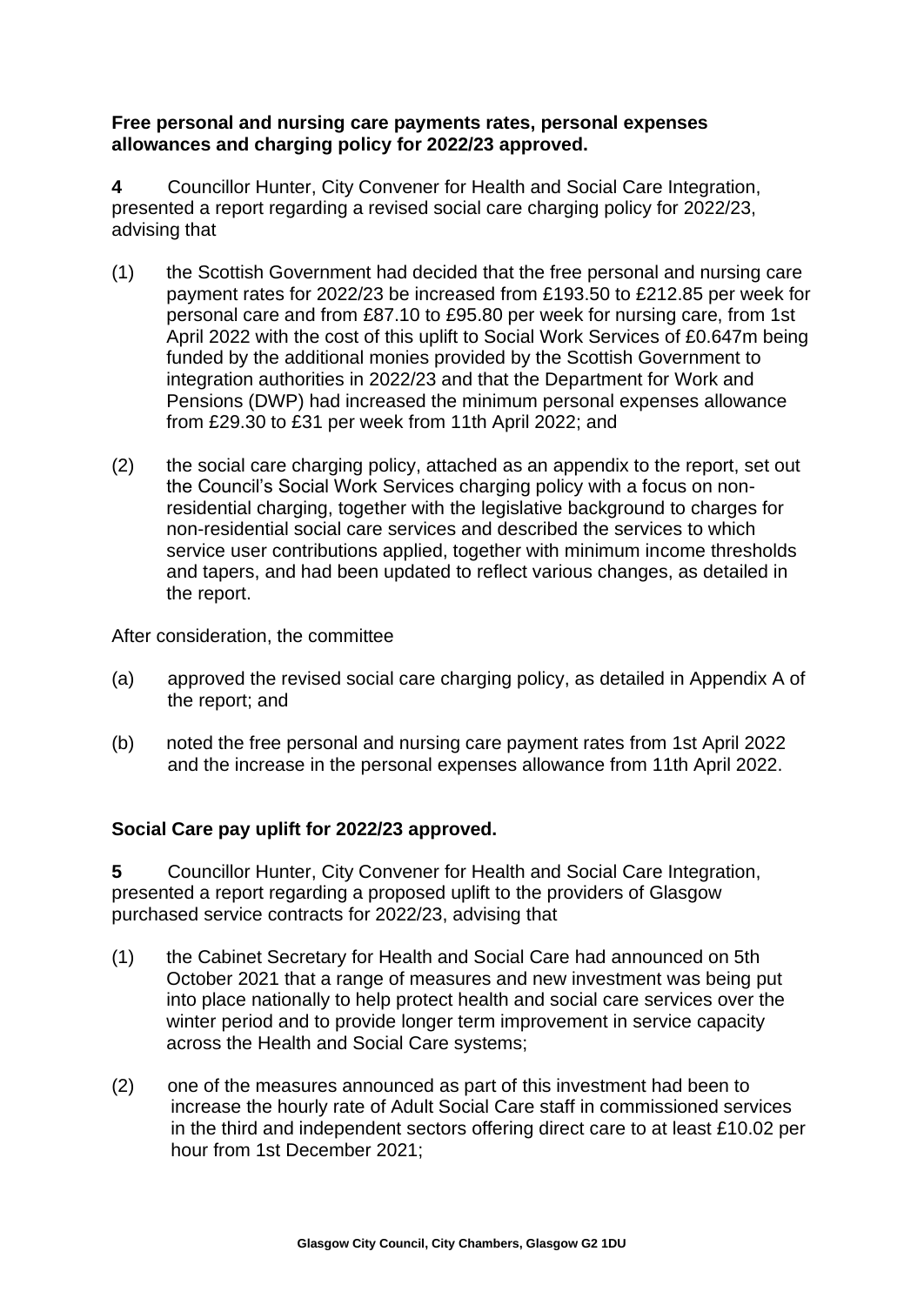**Free personal and nursing care payments rates, personal expenses allowances and charging policy for 2022/23 approved.**

**4** Councillor Hunter, City Convener for Health and Social Care Integration, presented a report regarding a revised social care charging policy for 2022/23, advising that

(1) the Scottish Government had decided that the free personal and nursing care payment rates for 2022/23 be increased from £193.50 to £212.85 per week for personal care and from £87.10 to £95.80 per week for nursing care, from 1st April 2022 with the cost of this uplift to Social Work Services of £0.647m being funded by the additional monies provided by the Scottish Government to integration authorities in 2022/23 and that the Department for Work and Pensions (DWP) had increased the minimum personal expenses allowance from £29.30 to £31 per week from 11th April 2022; and

(2) the social care charging policy, attached as an appendix to the report, set out the Council's Social Work Services charging policy with a focus on non-residential charging, together with the legislative background to charges for non-residential social care services and described the services to which service user contributions applied, together with minimum income thresholds and tapers, and had been updated to reflect various changes, as detailed in the report.

After consideration, the committee

(a) approved the revised social care charging policy, as detailed in Appendix A of the report; and

(b) noted the free personal and nursing care payment rates from 1st April 2022 and the increase in the personal expenses allowance from 11th April 2022.

**Social Care pay uplift for 2022/23 approved.**

**5** Councillor Hunter, City Convener for Health and Social Care Integration, presented a report regarding a proposed uplift to the providers of Glasgow purchased service contracts for 2022/23, advising that

(1) the Cabinet Secretary for Health and Social Care had announced on 5th October 2021 that a range of measures and new investment was being put into place nationally to help protect health and social care services over the winter period and to provide longer term improvement in service capacity across the Health and Social Care systems;

(2) one of the measures announced as part of this investment had been to increase the hourly rate of Adult Social Care staff in commissioned services in the third and independent sectors offering direct care to at least £10.02 per hour from 1st December 2021;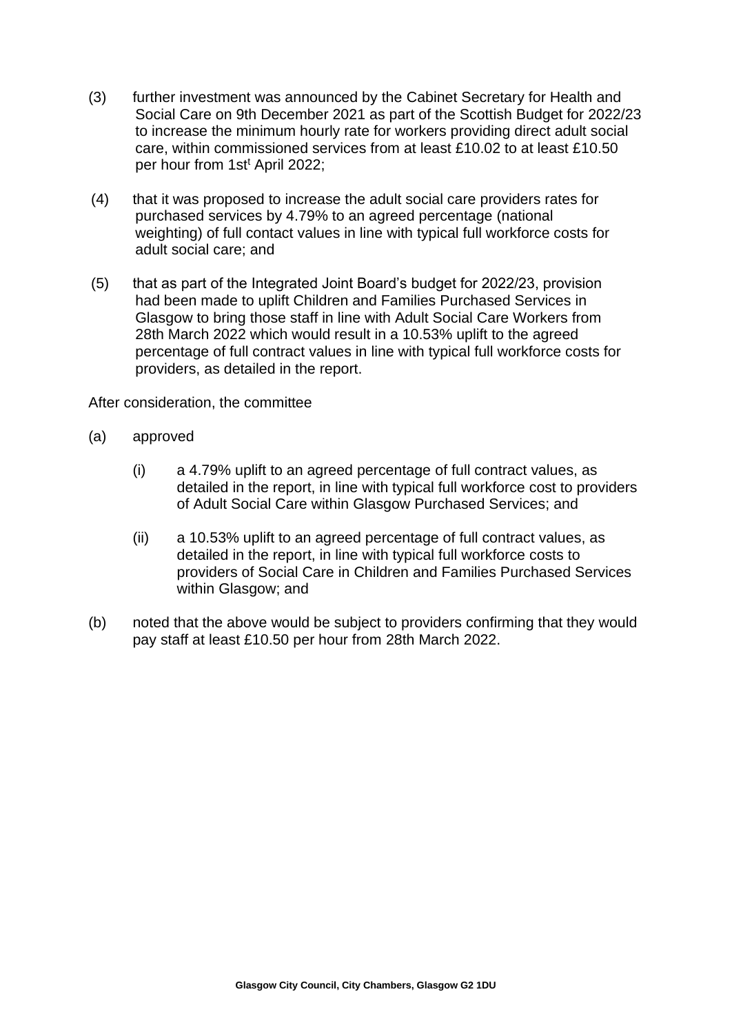(3) further investment was announced by the Cabinet Secretary for Health and Social Care on 9th December 2021 as part of the Scottish Budget for 2022/23 to increase the minimum hourly rate for workers providing direct adult social care, within commissioned services from at least £10.02 to at least £10.50 per hour from 1st[t] April 2022;

(4) that it was proposed to increase the adult social care providers rates for purchased services by 4.79% to an agreed percentage (national weighting) of full contact values in line with typical full workforce costs for adult social care; and

(5) that as part of the Integrated Joint Board's budget for 2022/23, provision had been made to uplift Children and Families Purchased Services in Glasgow to bring those staff in line with Adult Social Care Workers from 28th March 2022 which would result in a 10.53% uplift to the agreed percentage of full contract values in line with typical full workforce costs for providers, as detailed in the report.

After consideration, the committee

(a) approved

  (i) a 4.79% uplift to an agreed percentage of full contract values, as detailed in the report, in line with typical full workforce cost to providers of Adult Social Care within Glasgow Purchased Services; and

  (ii) a 10.53% uplift to an agreed percentage of full contract values, as detailed in the report, in line with typical full workforce costs to providers of Social Care in Children and Families Purchased Services within Glasgow; and

(b) noted that the above would be subject to providers confirming that they would pay staff at least £10.50 per hour from 28th March 2022.